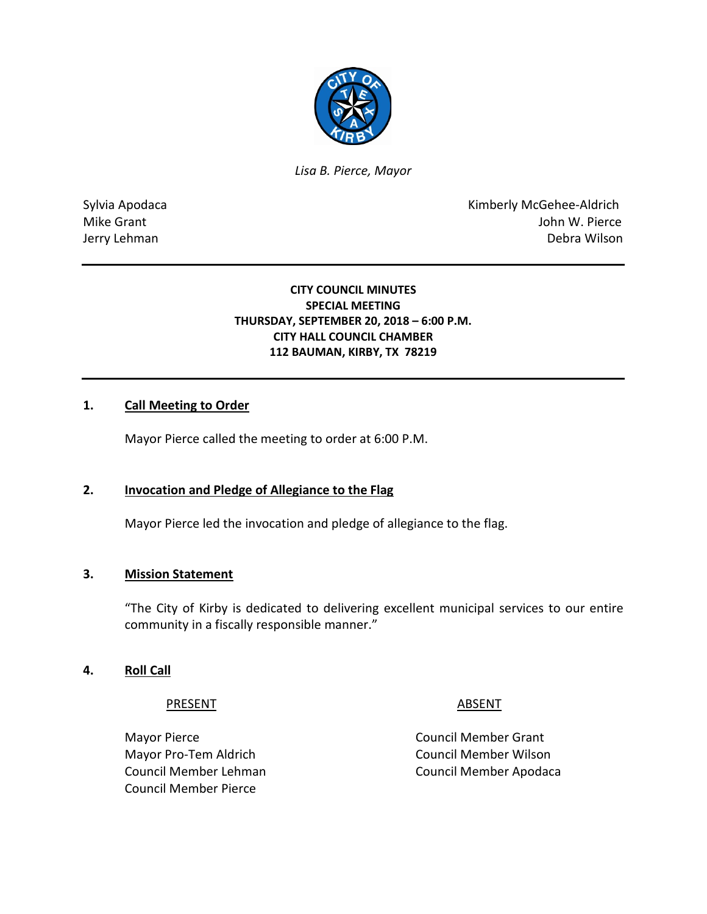*Lisa B. Pierce, Mayor*

Sylvia Apodaca
Mike Grant
Jerry Lehman

Kimberly McGehee-Aldrich
John W. Pierce
Debra Wilson

**CITY COUNCIL MINUTES**
**SPECIAL MEETING**
**THURSDAY, SEPTEMBER 20, 2018 – 6:00 P.M.**
**CITY HALL COUNCIL CHAMBER**
**112 BAUMAN, KIRBY, TX 78219**

## 1. Call Meeting to Order

Mayor Pierce called the meeting to order at 6:00 P.M.

## 2. Invocation and Pledge of Allegiance to the Flag

Mayor Pierce led the invocation and pledge of allegiance to the flag.

## 3. Mission Statement

"The City of Kirby is dedicated to delivering excellent municipal services to our entire community in a fiscally responsible manner."

## 4. Roll Call

| PRESENT | ABSENT |
|---|---|
| Mayor Pierce | Council Member Grant |
| Mayor Pro-Tem Aldrich | Council Member Wilson |
| Council Member Lehman | Council Member Apodaca |
| Council Member Pierce | |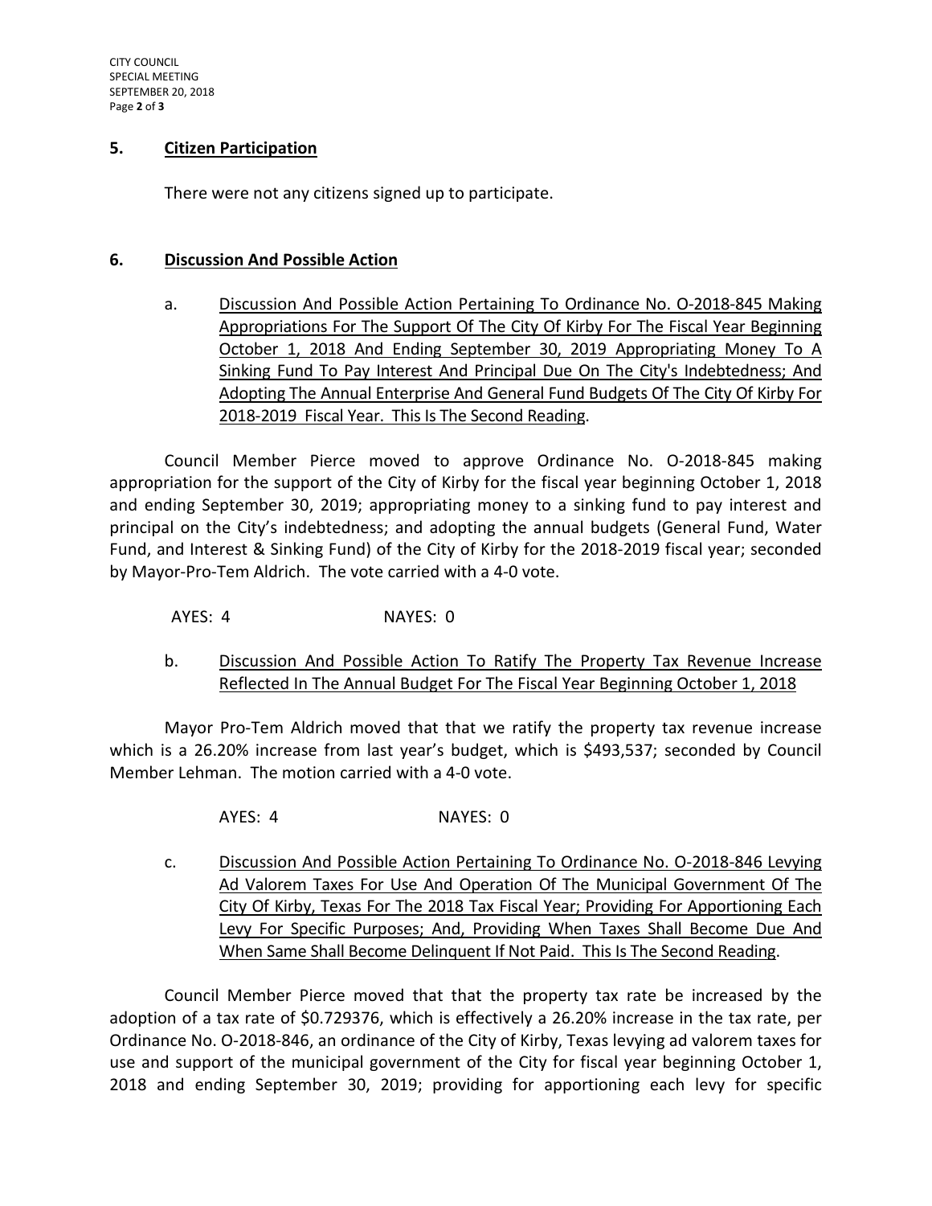## 5. Citizen Participation

There were not any citizens signed up to participate.

## 6. Discussion And Possible Action

a. Discussion And Possible Action Pertaining To Ordinance No. O-2018-845 Making Appropriations For The Support Of The City Of Kirby For The Fiscal Year Beginning October 1, 2018 And Ending September 30, 2019 Appropriating Money To A Sinking Fund To Pay Interest And Principal Due On The City's Indebtedness; And Adopting The Annual Enterprise And General Fund Budgets Of The City Of Kirby For 2018-2019 Fiscal Year. This Is The Second Reading.

Council Member Pierce moved to approve Ordinance No. O-2018-845 making appropriation for the support of the City of Kirby for the fiscal year beginning October 1, 2018 and ending September 30, 2019; appropriating money to a sinking fund to pay interest and principal on the City's indebtedness; and adopting the annual budgets (General Fund, Water Fund, and Interest & Sinking Fund) of the City of Kirby for the 2018-2019 fiscal year; seconded by Mayor-Pro-Tem Aldrich. The vote carried with a 4-0 vote.

AYES: 4 NAYES: 0

b. Discussion And Possible Action To Ratify The Property Tax Revenue Increase Reflected In The Annual Budget For The Fiscal Year Beginning October 1, 2018

Mayor Pro-Tem Aldrich moved that that we ratify the property tax revenue increase which is a 26.20% increase from last year's budget, which is $493,537; seconded by Council Member Lehman. The motion carried with a 4-0 vote.

AYES: 4 NAYES: 0

c. Discussion And Possible Action Pertaining To Ordinance No. O-2018-846 Levying Ad Valorem Taxes For Use And Operation Of The Municipal Government Of The City Of Kirby, Texas For The 2018 Tax Fiscal Year; Providing For Apportioning Each Levy For Specific Purposes; And, Providing When Taxes Shall Become Due And When Same Shall Become Delinquent If Not Paid. This Is The Second Reading.

Council Member Pierce moved that that the property tax rate be increased by the adoption of a tax rate of $0.729376, which is effectively a 26.20% increase in the tax rate, per Ordinance No. O-2018-846, an ordinance of the City of Kirby, Texas levying ad valorem taxes for use and support of the municipal government of the City for fiscal year beginning October 1, 2018 and ending September 30, 2019; providing for apportioning each levy for specific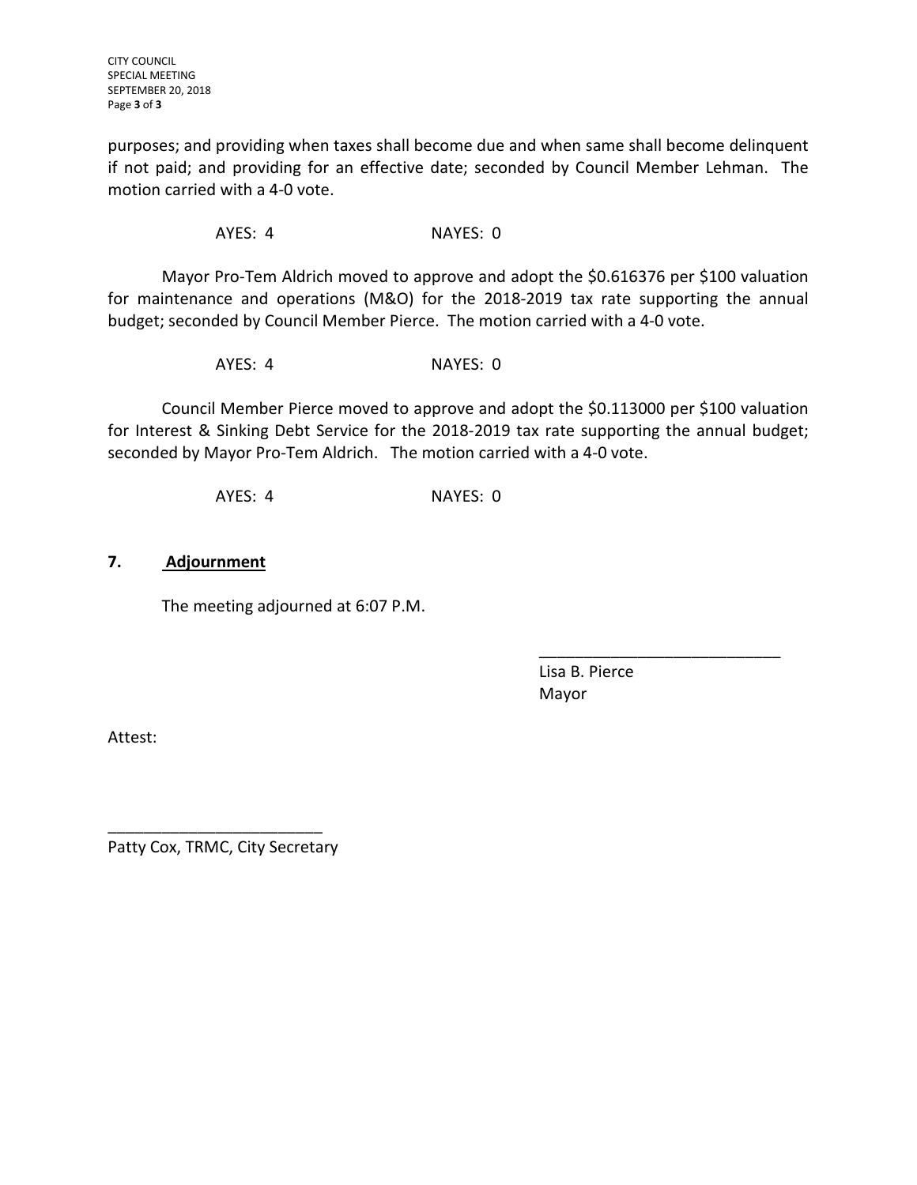purposes; and providing when taxes shall become due and when same shall become delinquent if not paid; and providing for an effective date; seconded by Council Member Lehman. The motion carried with a 4-0 vote.

AYES: 4 NAYES: 0

Mayor Pro-Tem Aldrich moved to approve and adopt the $0.616376 per $100 valuation for maintenance and operations (M&O) for the 2018-2019 tax rate supporting the annual budget; seconded by Council Member Pierce. The motion carried with a 4-0 vote.

AYES: 4 NAYES: 0

Council Member Pierce moved to approve and adopt the $0.113000 per $100 valuation for Interest & Sinking Debt Service for the 2018-2019 tax rate supporting the annual budget; seconded by Mayor Pro-Tem Aldrich. The motion carried with a 4-0 vote.

AYES: 4 NAYES: 0

**7. Adjournment**

The meeting adjourned at 6:07 P.M.

\_\_\_\_\_\_\_\_\_\_\_\_\_\_\_\_\_\_\_\_\_\_\_\_\_\_\_\_
Lisa B. Pierce
Mayor

Attest:

\_\_\_\_\_\_\_\_\_\_\_\_\_\_\_\_\_\_\_\_\_\_\_\_\_
Patty Cox, TRMC, City Secretary